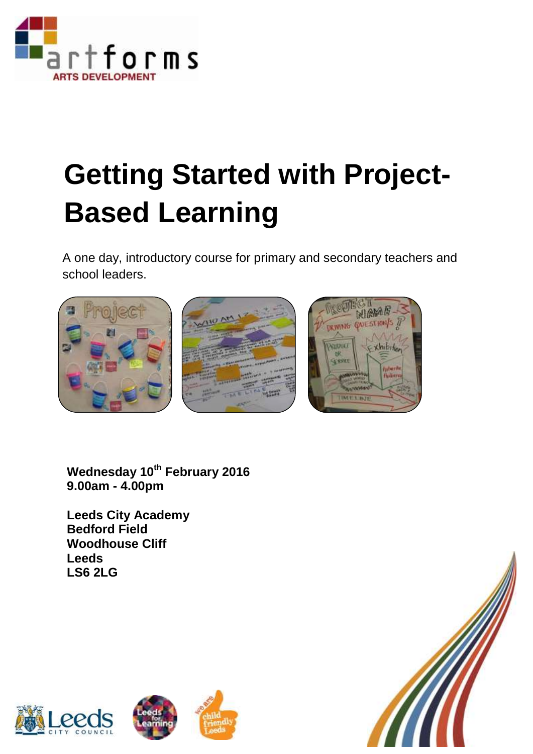artforms
ARTS DEVELOPMENT

# Getting Started with Project-Based Learning

A one day, introductory course for primary and secondary teachers and school leaders.

**Wednesday 10th February 2016**
**9.00am - 4.00pm**

**Leeds City Academy**
**Bedford Field**
**Woodhouse Cliff**
**Leeds**
**LS6 2LG**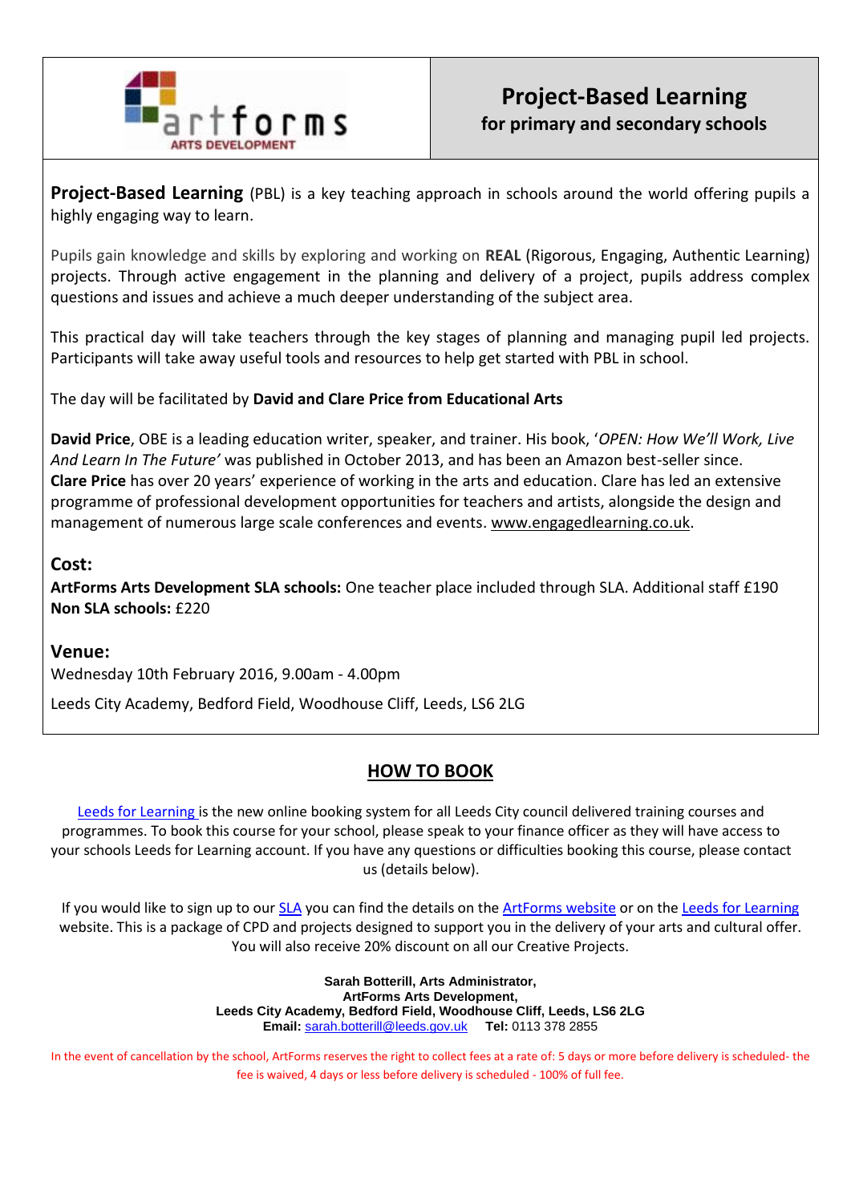artforms
ARTS DEVELOPMENT

# Project-Based Learning
## for primary and secondary schools

**Project-Based Learning** (PBL) is a key teaching approach in schools around the world offering pupils a highly engaging way to learn.

Pupils gain knowledge and skills by exploring and working on **REAL** (Rigorous, Engaging, Authentic Learning) projects. Through active engagement in the planning and delivery of a project, pupils address complex questions and issues and achieve a much deeper understanding of the subject area.

This practical day will take teachers through the key stages of planning and managing pupil led projects. Participants will take away useful tools and resources to help get started with PBL in school.

The day will be facilitated by **David and Clare Price from Educational Arts**

**David Price**, OBE is a leading education writer, speaker, and trainer. His book, '*OPEN: How We'll Work, Live And Learn In The Future'* was published in October 2013, and has been an Amazon best-seller since.
**Clare Price** has over 20 years' experience of working in the arts and education. Clare has led an extensive programme of professional development opportunities for teachers and artists, alongside the design and management of numerous large scale conferences and events. www.engagedlearning.co.uk.

### Cost:

**ArtForms Arts Development SLA schools:** One teacher place included through SLA. Additional staff £190
**Non SLA schools:** £220

### Venue:

Wednesday 10th February 2016, 9.00am - 4.00pm

Leeds City Academy, Bedford Field, Woodhouse Cliff, Leeds, LS6 2LG

## HOW TO BOOK

Leeds for Learning is the new online booking system for all Leeds City council delivered training courses and programmes. To book this course for your school, please speak to your finance officer as they will have access to your schools Leeds for Learning account. If you have any questions or difficulties booking this course, please contact us (details below).

If you would like to sign up to our SLA you can find the details on the ArtForms website or on the Leeds for Learning website. This is a package of CPD and projects designed to support you in the delivery of your arts and cultural offer. You will also receive 20% discount on all our Creative Projects.

**Sarah Botterill, Arts Administrator,**
**ArtForms Arts Development,**
**Leeds City Academy, Bedford Field, Woodhouse Cliff, Leeds, LS6 2LG**
**Email:** sarah.botterill@leeds.gov.uk **Tel:** 0113 378 2855

In the event of cancellation by the school, ArtForms reserves the right to collect fees at a rate of: 5 days or more before delivery is scheduled- the fee is waived, 4 days or less before delivery is scheduled - 100% of full fee.